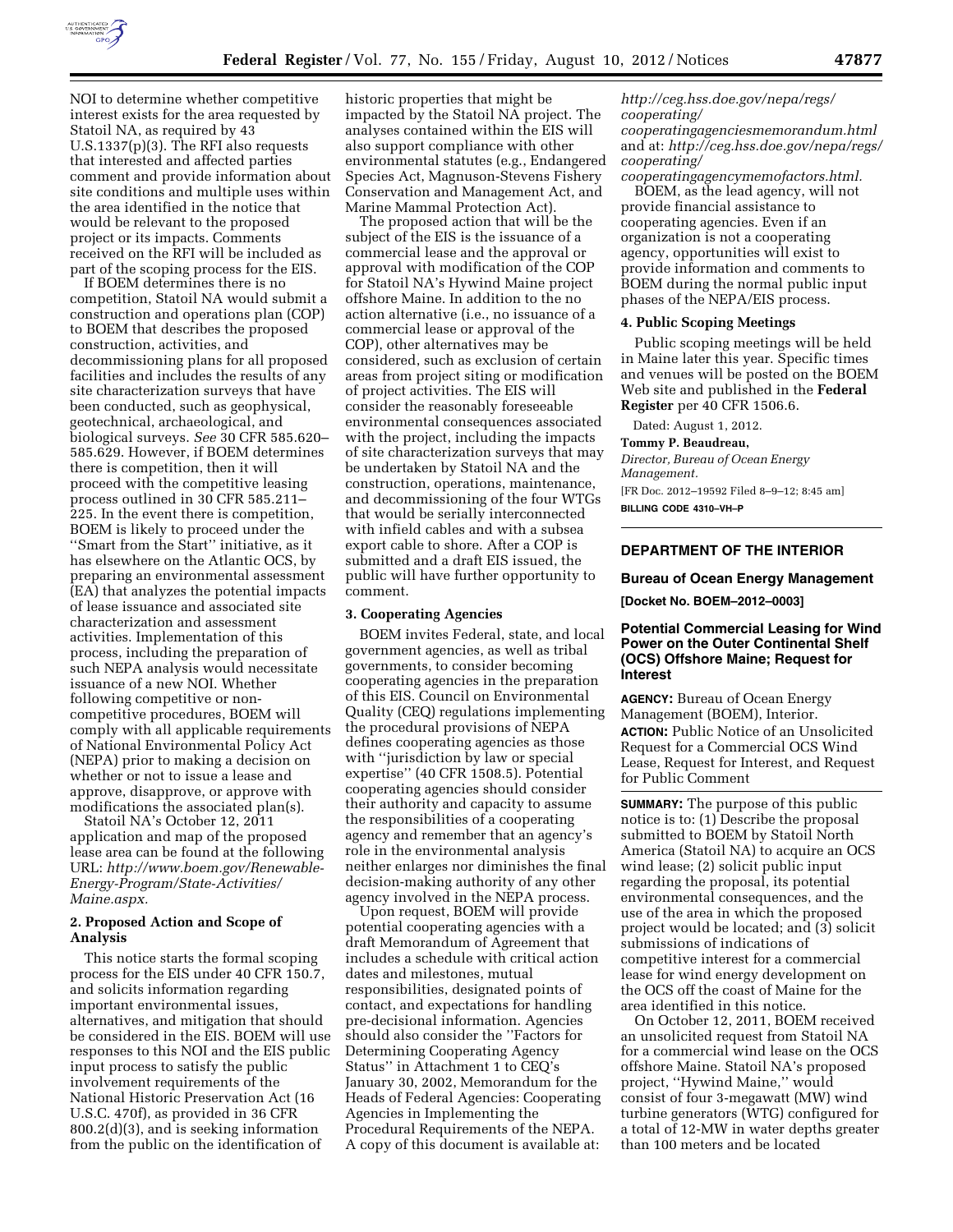NOI to determine whether competitive interest exists for the area requested by Statoil NA, as required by 43 U.S.1337(p)(3). The RFI also requests that interested and affected parties comment and provide information about site conditions and multiple uses within the area identified in the notice that would be relevant to the proposed project or its impacts. Comments received on the RFI will be included as part of the scoping process for the EIS.

If BOEM determines there is no competition, Statoil NA would submit a construction and operations plan (COP) to BOEM that describes the proposed construction, activities, and decommissioning plans for all proposed facilities and includes the results of any site characterization surveys that have been conducted, such as geophysical, geotechnical, archaeological, and biological surveys. *See* 30 CFR 585.620–585.629. However, if BOEM determines there is competition, then it will proceed with the competitive leasing process outlined in 30 CFR 585.211–225. In the event there is competition, BOEM is likely to proceed under the ''Smart from the Start'' initiative, as it has elsewhere on the Atlantic OCS, by preparing an environmental assessment (EA) that analyzes the potential impacts of lease issuance and associated site characterization and assessment activities. Implementation of this process, including the preparation of such NEPA analysis would necessitate issuance of a new NOI. Whether following competitive or non-competitive procedures, BOEM will comply with all applicable requirements of National Environmental Policy Act (NEPA) prior to making a decision on whether or not to issue a lease and approve, disapprove, or approve with modifications the associated plan(s).

Statoil NA's October 12, 2011 application and map of the proposed lease area can be found at the following URL: *http://www.boem.gov/Renewable-Energy-Program/State-Activities/Maine.aspx.*

### 2. Proposed Action and Scope of Analysis

This notice starts the formal scoping process for the EIS under 40 CFR 150.7, and solicits information regarding important environmental issues, alternatives, and mitigation that should be considered in the EIS. BOEM will use responses to this NOI and the EIS public input process to satisfy the public involvement requirements of the National Historic Preservation Act (16 U.S.C. 470f), as provided in 36 CFR 800.2(d)(3), and is seeking information from the public on the identification of historic properties that might be impacted by the Statoil NA project. The analyses contained within the EIS will also support compliance with other environmental statutes (e.g., Endangered Species Act, Magnuson-Stevens Fishery Conservation and Management Act, and Marine Mammal Protection Act).

The proposed action that will be the subject of the EIS is the issuance of a commercial lease and the approval or approval with modification of the COP for Statoil NA's Hywind Maine project offshore Maine. In addition to the no action alternative (i.e., no issuance of a commercial lease or approval of the COP), other alternatives may be considered, such as exclusion of certain areas from project siting or modification of project activities. The EIS will consider the reasonably foreseeable environmental consequences associated with the project, including the impacts of site characterization surveys that may be undertaken by Statoil NA and the construction, operations, maintenance, and decommissioning of the four WTGs that would be serially interconnected with infield cables and with a subsea export cable to shore. After a COP is submitted and a draft EIS issued, the public will have further opportunity to comment.

### 3. Cooperating Agencies

BOEM invites Federal, state, and local government agencies, as well as tribal governments, to consider becoming cooperating agencies in the preparation of this EIS. Council on Environmental Quality (CEQ) regulations implementing the procedural provisions of NEPA defines cooperating agencies as those with ''jurisdiction by law or special expertise'' (40 CFR 1508.5). Potential cooperating agencies should consider their authority and capacity to assume the responsibilities of a cooperating agency and remember that an agency's role in the environmental analysis neither enlarges nor diminishes the final decision-making authority of any other agency involved in the NEPA process.

Upon request, BOEM will provide potential cooperating agencies with a draft Memorandum of Agreement that includes a schedule with critical action dates and milestones, mutual responsibilities, designated points of contact, and expectations for handling pre-decisional information. Agencies should also consider the ''Factors for Determining Cooperating Agency Status'' in Attachment 1 to CEQ's January 30, 2002, Memorandum for the Heads of Federal Agencies: Cooperating Agencies in Implementing the Procedural Requirements of the NEPA. A copy of this document is available at: *http://ceg.hss.doe.gov/nepa/regs/cooperating/cooperatingagenciesmemorandum.html* and at: *http://ceg.hss.doe.gov/nepa/regs/cooperating/cooperatingagencymemofactors.html.*

BOEM, as the lead agency, will not provide financial assistance to cooperating agencies. Even if an organization is not a cooperating agency, opportunities will exist to provide information and comments to BOEM during the normal public input phases of the NEPA/EIS process.

### 4. Public Scoping Meetings

Public scoping meetings will be held in Maine later this year. Specific times and venues will be posted on the BOEM Web site and published in the **Federal Register** per 40 CFR 1506.6.

Dated: August 1, 2012.

**Tommy P. Beaudreau,**

*Director, Bureau of Ocean Energy Management.*

[FR Doc. 2012–19592 Filed 8–9–12; 8:45 am]

**BILLING CODE 4310–VH–P**

---

## DEPARTMENT OF THE INTERIOR

### Bureau of Ocean Energy Management

**[Docket No. BOEM–2012–0003]**

### Potential Commercial Leasing for Wind Power on the Outer Continental Shelf (OCS) Offshore Maine; Request for Interest

**AGENCY:** Bureau of Ocean Energy Management (BOEM), Interior.

**ACTION:** Public Notice of an Unsolicited Request for a Commercial OCS Wind Lease, Request for Interest, and Request for Public Comment

**SUMMARY:** The purpose of this public notice is to: (1) Describe the proposal submitted to BOEM by Statoil North America (Statoil NA) to acquire an OCS wind lease; (2) solicit public input regarding the proposal, its potential environmental consequences, and the use of the area in which the proposed project would be located; and (3) solicit submissions of indications of competitive interest for a commercial lease for wind energy development on the OCS off the coast of Maine for the area identified in this notice.

On October 12, 2011, BOEM received an unsolicited request from Statoil NA for a commercial wind lease on the OCS offshore Maine. Statoil NA's proposed project, ''Hywind Maine,'' would consist of four 3-megawatt (MW) wind turbine generators (WTG) configured for a total of 12-MW in water depths greater than 100 meters and be located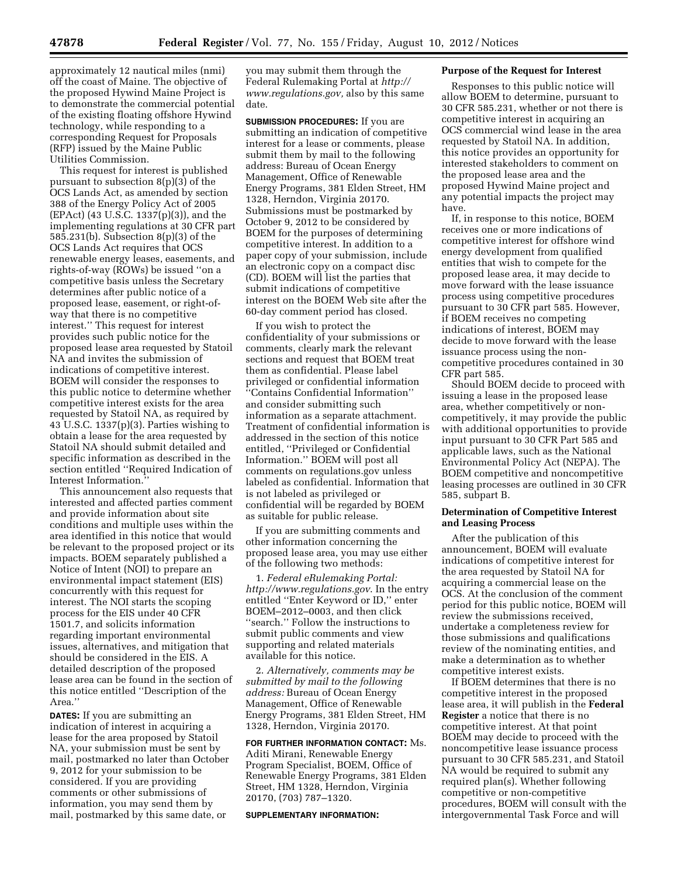approximately 12 nautical miles (nmi) off the coast of Maine. The objective of the proposed Hywind Maine Project is to demonstrate the commercial potential of the existing floating offshore Hywind technology, while responding to a corresponding Request for Proposals (RFP) issued by the Maine Public Utilities Commission.

This request for interest is published pursuant to subsection 8(p)(3) of the OCS Lands Act, as amended by section 388 of the Energy Policy Act of 2005 (EPAct) (43 U.S.C. 1337(p)(3)), and the implementing regulations at 30 CFR part 585.231(b). Subsection 8(p)(3) of the OCS Lands Act requires that OCS renewable energy leases, easements, and rights-of-way (ROWs) be issued ''on a competitive basis unless the Secretary determines after public notice of a proposed lease, easement, or right-of-way that there is no competitive interest.'' This request for interest provides such public notice for the proposed lease area requested by Statoil NA and invites the submission of indications of competitive interest. BOEM will consider the responses to this public notice to determine whether competitive interest exists for the area requested by Statoil NA, as required by 43 U.S.C. 1337(p)(3). Parties wishing to obtain a lease for the area requested by Statoil NA should submit detailed and specific information as described in the section entitled ''Required Indication of Interest Information.''

This announcement also requests that interested and affected parties comment and provide information about site conditions and multiple uses within the area identified in this notice that would be relevant to the proposed project or its impacts. BOEM separately published a Notice of Intent (NOI) to prepare an environmental impact statement (EIS) concurrently with this request for interest. The NOI starts the scoping process for the EIS under 40 CFR 1501.7, and solicits information regarding important environmental issues, alternatives, and mitigation that should be considered in the EIS. A detailed description of the proposed lease area can be found in the section of this notice entitled ''Description of the Area.''

**DATES:** If you are submitting an indication of interest in acquiring a lease for the area proposed by Statoil NA, your submission must be sent by mail, postmarked no later than October 9, 2012 for your submission to be considered. If you are providing comments or other submissions of information, you may send them by mail, postmarked by this same date, or you may submit them through the Federal Rulemaking Portal at *http://www.regulations.gov,* also by this same date.

**SUBMISSION PROCEDURES:** If you are submitting an indication of competitive interest for a lease or comments, please submit them by mail to the following address: Bureau of Ocean Energy Management, Office of Renewable Energy Programs, 381 Elden Street, HM 1328, Herndon, Virginia 20170. Submissions must be postmarked by October 9, 2012 to be considered by BOEM for the purposes of determining competitive interest. In addition to a paper copy of your submission, include an electronic copy on a compact disc (CD). BOEM will list the parties that submit indications of competitive interest on the BOEM Web site after the 60-day comment period has closed.

If you wish to protect the confidentiality of your submissions or comments, clearly mark the relevant sections and request that BOEM treat them as confidential. Please label privileged or confidential information ''Contains Confidential Information'' and consider submitting such information as a separate attachment. Treatment of confidential information is addressed in the section of this notice entitled, ''Privileged or Confidential Information.'' BOEM will post all comments on regulations.gov unless labeled as confidential. Information that is not labeled as privileged or confidential will be regarded by BOEM as suitable for public release.

If you are submitting comments and other information concerning the proposed lease area, you may use either of the following two methods:

1. *Federal eRulemaking Portal: http://www.regulations.gov*. In the entry entitled ''Enter Keyword or ID,'' enter BOEM–2012–0003, and then click ''search.'' Follow the instructions to submit public comments and view supporting and related materials available for this notice.

2. *Alternatively, comments may be submitted by mail to the following address:* Bureau of Ocean Energy Management, Office of Renewable Energy Programs, 381 Elden Street, HM 1328, Herndon, Virginia 20170.

**FOR FURTHER INFORMATION CONTACT:** Ms. Aditi Mirani, Renewable Energy Program Specialist, BOEM, Office of Renewable Energy Programs, 381 Elden Street, HM 1328, Herndon, Virginia 20170, (703) 787–1320.

**SUPPLEMENTARY INFORMATION:**

**Purpose of the Request for Interest**

Responses to this public notice will allow BOEM to determine, pursuant to 30 CFR 585.231, whether or not there is competitive interest in acquiring an OCS commercial wind lease in the area requested by Statoil NA. In addition, this notice provides an opportunity for interested stakeholders to comment on the proposed lease area and the proposed Hywind Maine project and any potential impacts the project may have.

If, in response to this notice, BOEM receives one or more indications of competitive interest for offshore wind energy development from qualified entities that wish to compete for the proposed lease area, it may decide to move forward with the lease issuance process using competitive procedures pursuant to 30 CFR part 585. However, if BOEM receives no competing indications of interest, BOEM may decide to move forward with the lease issuance process using the non-competitive procedures contained in 30 CFR part 585.

Should BOEM decide to proceed with issuing a lease in the proposed lease area, whether competitively or non-competitively, it may provide the public with additional opportunities to provide input pursuant to 30 CFR Part 585 and applicable laws, such as the National Environmental Policy Act (NEPA). The BOEM competitive and noncompetitive leasing processes are outlined in 30 CFR 585, subpart B.

**Determination of Competitive Interest and Leasing Process**

After the publication of this announcement, BOEM will evaluate indications of competitive interest for the area requested by Statoil NA for acquiring a commercial lease on the OCS. At the conclusion of the comment period for this public notice, BOEM will review the submissions received, undertake a completeness review for those submissions and qualifications review of the nominating entities, and make a determination as to whether competitive interest exists.

If BOEM determines that there is no competitive interest in the proposed lease area, it will publish in the **Federal Register** a notice that there is no competitive interest. At that point BOEM may decide to proceed with the noncompetitive lease issuance process pursuant to 30 CFR 585.231, and Statoil NA would be required to submit any required plan(s). Whether following competitive or non-competitive procedures, BOEM will consult with the intergovernmental Task Force and will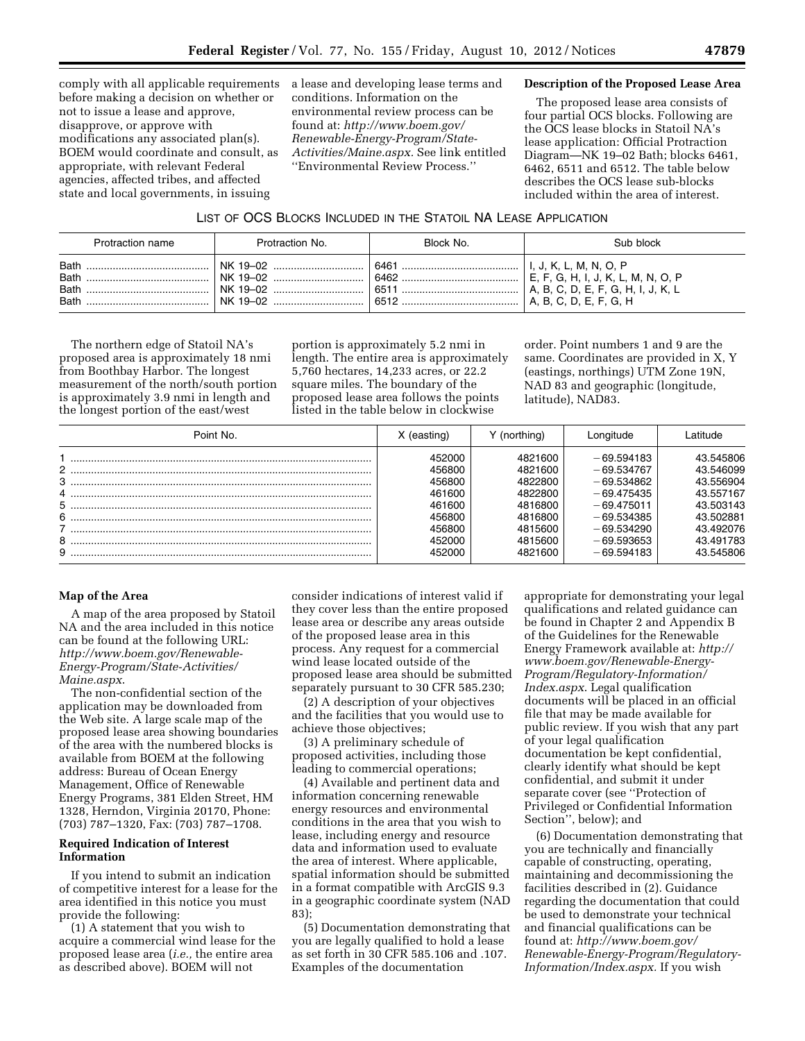comply with all applicable requirements before making a decision on whether or not to issue a lease and approve, disapprove, or approve with modifications any associated plan(s). BOEM would coordinate and consult, as appropriate, with relevant Federal agencies, affected tribes, and affected state and local governments, in issuing a lease and developing lease terms and conditions. Information on the environmental review process can be found at: *http://www.boem.gov/Renewable-Energy-Program/State-Activities/Maine.aspx.* See link entitled ''Environmental Review Process.''

**Description of the Proposed Lease Area**

The proposed lease area consists of four partial OCS blocks. Following are the OCS lease blocks in Statoil NA's lease application: Official Protraction Diagram—NK 19–02 Bath; blocks 6461, 6462, 6511 and 6512. The table below describes the OCS lease sub-blocks included within the area of interest.

LIST OF OCS BLOCKS INCLUDED IN THE STATOIL NA LEASE APPLICATION

| Protraction name | Protraction No. | Block No. | Sub block |
|---|---|---|---|
| Bath | NK 19–02 | 6461 | I, J, K, L, M, N, O, P |
| Bath | NK 19–02 | 6462 | E, F, G, H, I, J, K, L, M, N, O, P |
| Bath | NK 19–02 | 6511 | A, B, C, D, E, F, G, H, I, J, K, L |
| Bath | NK 19–02 | 6512 | A, B, C, D, E, F, G, H |

The northern edge of Statoil NA's proposed area is approximately 18 nmi from Boothbay Harbor. The longest measurement of the north/south portion is approximately 3.9 nmi in length and the longest portion of the east/west portion is approximately 5.2 nmi in length. The entire area is approximately 5,760 hectares, 14,233 acres, or 22.2 square miles. The boundary of the proposed lease area follows the points listed in the table below in clockwise order. Point numbers 1 and 9 are the same. Coordinates are provided in X, Y (eastings, northings) UTM Zone 19N, NAD 83 and geographic (longitude, latitude), NAD83.

| Point No. | X (easting) | Y (northing) | Longitude | Latitude |
|---|---|---|---|---|
| 1 | 452000 | 4821600 | −69.594183 | 43.545806 |
| 2 | 456800 | 4821600 | −69.534767 | 43.546099 |
| 3 | 456800 | 4822800 | −69.534862 | 43.556904 |
| 4 | 461600 | 4822800 | −69.475435 | 43.557167 |
| 5 | 461600 | 4816800 | −69.475011 | 43.503143 |
| 6 | 456800 | 4816800 | −69.534385 | 43.502881 |
| 7 | 456800 | 4815600 | −69.534290 | 43.492076 |
| 8 | 452000 | 4815600 | −69.593653 | 43.491783 |
| 9 | 452000 | 4821600 | −69.594183 | 43.545806 |

**Map of the Area**

A map of the area proposed by Statoil NA and the area included in this notice can be found at the following URL: *http://www.boem.gov/Renewable-Energy-Program/State-Activities/Maine.aspx*.

The non-confidential section of the application may be downloaded from the Web site. A large scale map of the proposed lease area showing boundaries of the area with the numbered blocks is available from BOEM at the following address: Bureau of Ocean Energy Management, Office of Renewable Energy Programs, 381 Elden Street, HM 1328, Herndon, Virginia 20170, Phone: (703) 787–1320, Fax: (703) 787–1708.

**Required Indication of Interest Information**

If you intend to submit an indication of competitive interest for a lease for the area identified in this notice you must provide the following:

(1) A statement that you wish to acquire a commercial wind lease for the proposed lease area (*i.e.,* the entire area as described above). BOEM will not consider indications of interest valid if they cover less than the entire proposed lease area or describe any areas outside of the proposed lease area in this process. Any request for a commercial wind lease located outside of the proposed lease area should be submitted separately pursuant to 30 CFR 585.230;

(2) A description of your objectives and the facilities that you would use to achieve those objectives;

(3) A preliminary schedule of proposed activities, including those leading to commercial operations;

(4) Available and pertinent data and information concerning renewable energy resources and environmental conditions in the area that you wish to lease, including energy and resource data and information used to evaluate the area of interest. Where applicable, spatial information should be submitted in a format compatible with ArcGIS 9.3 in a geographic coordinate system (NAD 83);

(5) Documentation demonstrating that you are legally qualified to hold a lease as set forth in 30 CFR 585.106 and .107. Examples of the documentation appropriate for demonstrating your legal qualifications and related guidance can be found in Chapter 2 and Appendix B of the Guidelines for the Renewable Energy Framework available at: *http://www.boem.gov/Renewable-Energy-Program/Regulatory-Information/Index.aspx*. Legal qualification documents will be placed in an official file that may be made available for public review. If you wish that any part of your legal qualification documentation be kept confidential, clearly identify what should be kept confidential, and submit it under separate cover (see ''Protection of Privileged or Confidential Information Section'', below); and

(6) Documentation demonstrating that you are technically and financially capable of constructing, operating, maintaining and decommissioning the facilities described in (2). Guidance regarding the documentation that could be used to demonstrate your technical and financial qualifications can be found at: *http://www.boem.gov/Renewable-Energy-Program/Regulatory-Information/Index.aspx*. If you wish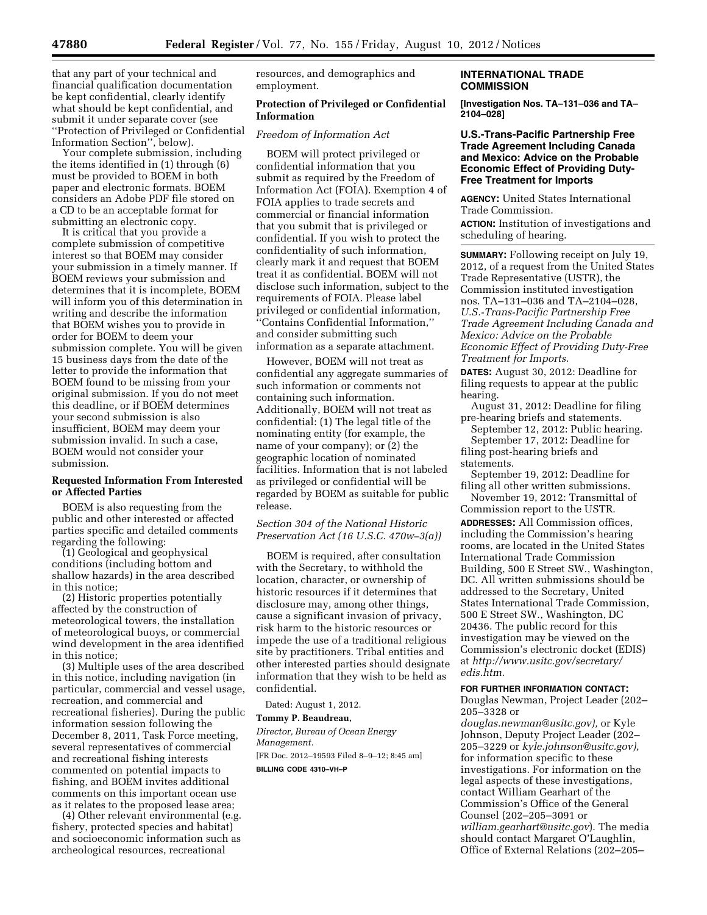that any part of your technical and financial qualification documentation be kept confidential, clearly identify what should be kept confidential, and submit it under separate cover (see ''Protection of Privileged or Confidential Information Section'', below).

Your complete submission, including the items identified in (1) through (6) must be provided to BOEM in both paper and electronic formats. BOEM considers an Adobe PDF file stored on a CD to be an acceptable format for submitting an electronic copy.

It is critical that you provide a complete submission of competitive interest so that BOEM may consider your submission in a timely manner. If BOEM reviews your submission and determines that it is incomplete, BOEM will inform you of this determination in writing and describe the information that BOEM wishes you to provide in order for BOEM to deem your submission complete. You will be given 15 business days from the date of the letter to provide the information that BOEM found to be missing from your original submission. If you do not meet this deadline, or if BOEM determines your second submission is also insufficient, BOEM may deem your submission invalid. In such a case, BOEM would not consider your submission.

**Requested Information From Interested or Affected Parties**

BOEM is also requesting from the public and other interested or affected parties specific and detailed comments regarding the following:

(1) Geological and geophysical conditions (including bottom and shallow hazards) in the area described in this notice;

(2) Historic properties potentially affected by the construction of meteorological towers, the installation of meteorological buoys, or commercial wind development in the area identified in this notice;

(3) Multiple uses of the area described in this notice, including navigation (in particular, commercial and vessel usage, recreation, and commercial and recreational fisheries). During the public information session following the December 8, 2011, Task Force meeting, several representatives of commercial and recreational fishing interests commented on potential impacts to fishing, and BOEM invites additional comments on this important ocean use as it relates to the proposed lease area;

(4) Other relevant environmental (e.g. fishery, protected species and habitat) and socioeconomic information such as archeological resources, recreational resources, and demographics and employment.

**Protection of Privileged or Confidential Information**

*Freedom of Information Act*

BOEM will protect privileged or confidential information that you submit as required by the Freedom of Information Act (FOIA). Exemption 4 of FOIA applies to trade secrets and commercial or financial information that you submit that is privileged or confidential. If you wish to protect the confidentiality of such information, clearly mark it and request that BOEM treat it as confidential. BOEM will not disclose such information, subject to the requirements of FOIA. Please label privileged or confidential information, ''Contains Confidential Information,'' and consider submitting such information as a separate attachment.

However, BOEM will not treat as confidential any aggregate summaries of such information or comments not containing such information. Additionally, BOEM will not treat as confidential: (1) The legal title of the nominating entity (for example, the name of your company); or (2) the geographic location of nominated facilities. Information that is not labeled as privileged or confidential will be regarded by BOEM as suitable for public release.

*Section 304 of the National Historic Preservation Act (16 U.S.C. 470w–3(a))*

BOEM is required, after consultation with the Secretary, to withhold the location, character, or ownership of historic resources if it determines that disclosure may, among other things, cause a significant invasion of privacy, risk harm to the historic resources or impede the use of a traditional religious site by practitioners. Tribal entities and other interested parties should designate information that they wish to be held as confidential.

Dated: August 1, 2012.

**Tommy P. Beaudreau,**

*Director, Bureau of Ocean Energy Management.*

[FR Doc. 2012–19593 Filed 8–9–12; 8:45 am]

**BILLING CODE 4310–VH–P**

## INTERNATIONAL TRADE COMMISSION

**[Investigation Nos. TA–131–036 and TA–2104–028]**

### U.S.-Trans-Pacific Partnership Free Trade Agreement Including Canada and Mexico: Advice on the Probable Economic Effect of Providing Duty-Free Treatment for Imports

**AGENCY:** United States International Trade Commission.

**ACTION:** Institution of investigations and scheduling of hearing.

**SUMMARY:** Following receipt on July 19, 2012, of a request from the United States Trade Representative (USTR), the Commission instituted investigation nos. TA–131–036 and TA–2104–028, *U.S.-Trans-Pacific Partnership Free Trade Agreement Including Canada and Mexico: Advice on the Probable Economic Effect of Providing Duty-Free Treatment for Imports*.

**DATES:** August 30, 2012: Deadline for filing requests to appear at the public hearing.

August 31, 2012: Deadline for filing pre-hearing briefs and statements.

September 12, 2012: Public hearing.

September 17, 2012: Deadline for filing post-hearing briefs and statements.

September 19, 2012: Deadline for filing all other written submissions.

November 19, 2012: Transmittal of Commission report to the USTR.

**ADDRESSES:** All Commission offices, including the Commission's hearing rooms, are located in the United States International Trade Commission Building, 500 E Street SW., Washington, DC. All written submissions should be addressed to the Secretary, United States International Trade Commission, 500 E Street SW., Washington, DC 20436. The public record for this investigation may be viewed on the Commission's electronic docket (EDIS) at *http://www.usitc.gov/secretary/edis.htm*.

**FOR FURTHER INFORMATION CONTACT:** Douglas Newman, Project Leader (202–205–3328 or *douglas.newman@usitc.gov),* or Kyle Johnson, Deputy Project Leader (202–205–3229 or *kyle.johnson@usitc.gov),* for information specific to these investigations. For information on the legal aspects of these investigations, contact William Gearhart of the Commission's Office of the General Counsel (202–205–3091 or *william.gearhart@usitc.gov*). The media should contact Margaret O'Laughlin, Office of External Relations (202–205–